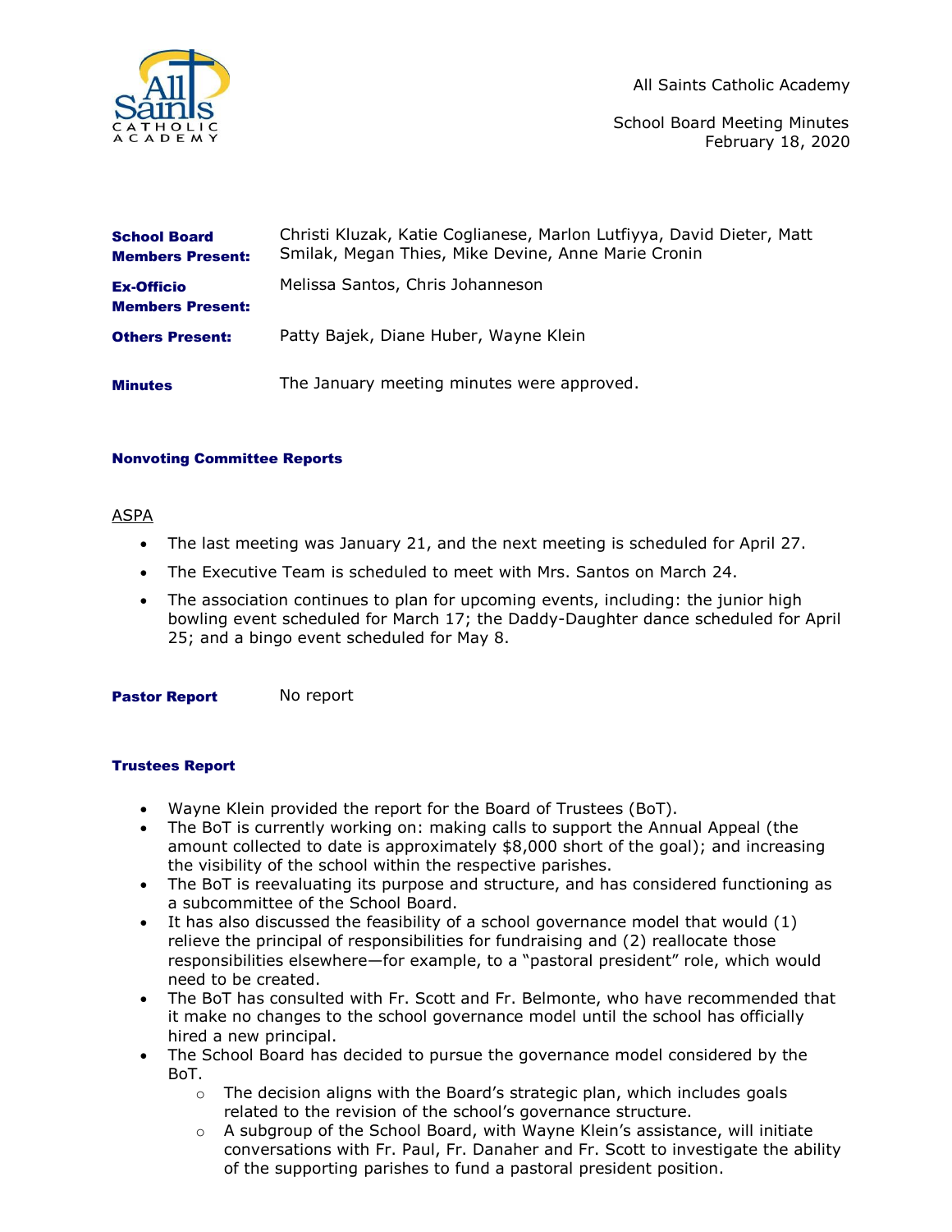All Saints Catholic Academy

School Board Meeting Minutes
February 18, 2020

| | |
|---|---|
| **School Board Members Present:** | Christi Kluzak, Katie Coglianese, Marlon Lutfiyya, David Dieter, Matt Smilak, Megan Thies, Mike Devine, Anne Marie Cronin |
| **Ex-Officio Members Present:** | Melissa Santos, Chris Johanneson |
| **Others Present:** | Patty Bajek, Diane Huber, Wayne Klein |
| **Minutes** | The January meeting minutes were approved. |

### Nonvoting Committee Reports

ASPA

- The last meeting was January 21, and the next meeting is scheduled for April 27.
- The Executive Team is scheduled to meet with Mrs. Santos on March 24.
- The association continues to plan for upcoming events, including: the junior high bowling event scheduled for March 17; the Daddy-Daughter dance scheduled for April 25; and a bingo event scheduled for May 8.

**Pastor Report** No report

### Trustees Report

- Wayne Klein provided the report for the Board of Trustees (BoT).
- The BoT is currently working on: making calls to support the Annual Appeal (the amount collected to date is approximately $8,000 short of the goal); and increasing the visibility of the school within the respective parishes.
- The BoT is reevaluating its purpose and structure, and has considered functioning as a subcommittee of the School Board.
- It has also discussed the feasibility of a school governance model that would (1) relieve the principal of responsibilities for fundraising and (2) reallocate those responsibilities elsewhere—for example, to a "pastoral president" role, which would need to be created.
- The BoT has consulted with Fr. Scott and Fr. Belmonte, who have recommended that it make no changes to the school governance model until the school has officially hired a new principal.
- The School Board has decided to pursue the governance model considered by the BoT.
  - The decision aligns with the Board's strategic plan, which includes goals related to the revision of the school's governance structure.
  - A subgroup of the School Board, with Wayne Klein's assistance, will initiate conversations with Fr. Paul, Fr. Danaher and Fr. Scott to investigate the ability of the supporting parishes to fund a pastoral president position.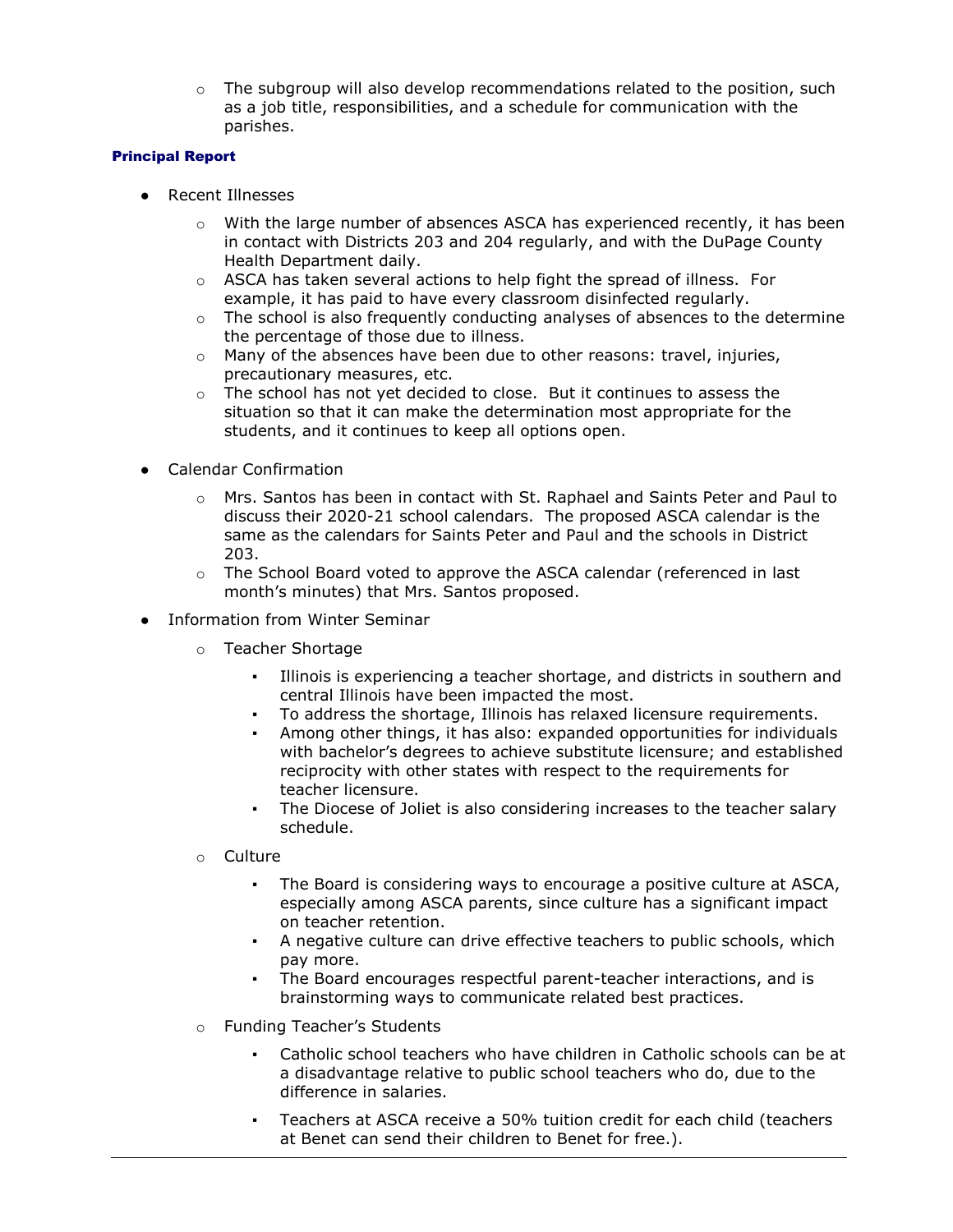- The subgroup will also develop recommendations related to the position, such as a job title, responsibilities, and a schedule for communication with the parishes.

**Principal Report**

- Recent Illnesses
  - With the large number of absences ASCA has experienced recently, it has been in contact with Districts 203 and 204 regularly, and with the DuPage County Health Department daily.
  - ASCA has taken several actions to help fight the spread of illness. For example, it has paid to have every classroom disinfected regularly.
  - The school is also frequently conducting analyses of absences to the determine the percentage of those due to illness.
  - Many of the absences have been due to other reasons: travel, injuries, precautionary measures, etc.
  - The school has not yet decided to close. But it continues to assess the situation so that it can make the determination most appropriate for the students, and it continues to keep all options open.

- Calendar Confirmation
  - Mrs. Santos has been in contact with St. Raphael and Saints Peter and Paul to discuss their 2020-21 school calendars. The proposed ASCA calendar is the same as the calendars for Saints Peter and Paul and the schools in District 203.
  - The School Board voted to approve the ASCA calendar (referenced in last month's minutes) that Mrs. Santos proposed.
- Information from Winter Seminar
  - Teacher Shortage
    - Illinois is experiencing a teacher shortage, and districts in southern and central Illinois have been impacted the most.
    - To address the shortage, Illinois has relaxed licensure requirements.
    - Among other things, it has also: expanded opportunities for individuals with bachelor's degrees to achieve substitute licensure; and established reciprocity with other states with respect to the requirements for teacher licensure.
    - The Diocese of Joliet is also considering increases to the teacher salary schedule.
  - Culture
    - The Board is considering ways to encourage a positive culture at ASCA, especially among ASCA parents, since culture has a significant impact on teacher retention.
    - A negative culture can drive effective teachers to public schools, which pay more.
    - The Board encourages respectful parent-teacher interactions, and is brainstorming ways to communicate related best practices.
  - Funding Teacher's Students
    - Catholic school teachers who have children in Catholic schools can be at a disadvantage relative to public school teachers who do, due to the difference in salaries.
    - Teachers at ASCA receive a 50% tuition credit for each child (teachers at Benet can send their children to Benet for free.).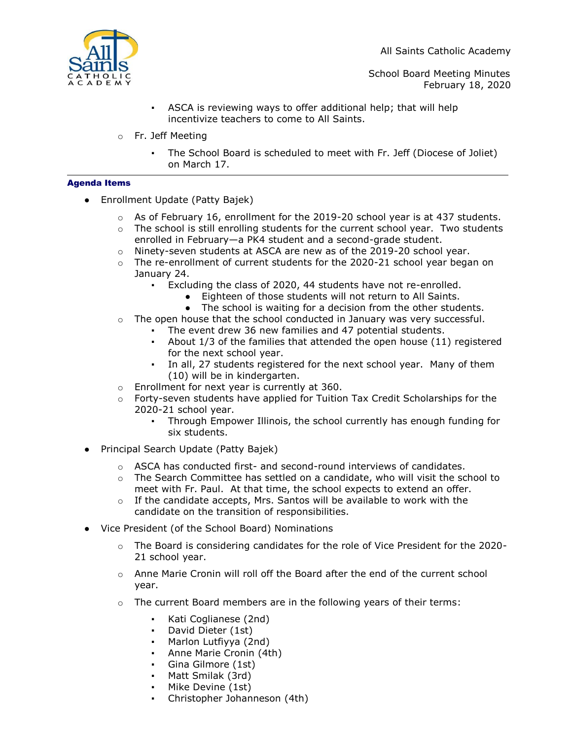- ASCA is reviewing ways to offer additional help; that will help incentivize teachers to come to All Saints.
  - Fr. Jeff Meeting
    - The School Board is scheduled to meet with Fr. Jeff (Diocese of Joliet) on March 17.

---

**Agenda Items**

- Enrollment Update (Patty Bajek)
  - As of February 16, enrollment for the 2019-20 school year is at 437 students.
  - The school is still enrolling students for the current school year. Two students enrolled in February—a PK4 student and a second-grade student.
  - Ninety-seven students at ASCA are new as of the 2019-20 school year.
  - The re-enrollment of current students for the 2020-21 school year began on January 24.
    - Excluding the class of 2020, 44 students have not re-enrolled.
      - Eighteen of those students will not return to All Saints.
      - The school is waiting for a decision from the other students.
  - The open house that the school conducted in January was very successful.
    - The event drew 36 new families and 47 potential students.
    - About 1/3 of the families that attended the open house (11) registered for the next school year.
    - In all, 27 students registered for the next school year. Many of them (10) will be in kindergarten.
  - Enrollment for next year is currently at 360.
  - Forty-seven students have applied for Tuition Tax Credit Scholarships for the 2020-21 school year.
    - Through Empower Illinois, the school currently has enough funding for six students.
- Principal Search Update (Patty Bajek)
  - ASCA has conducted first- and second-round interviews of candidates.
  - The Search Committee has settled on a candidate, who will visit the school to meet with Fr. Paul. At that time, the school expects to extend an offer.
  - If the candidate accepts, Mrs. Santos will be available to work with the candidate on the transition of responsibilities.
- Vice President (of the School Board) Nominations
  - The Board is considering candidates for the role of Vice President for the 2020-21 school year.
  - Anne Marie Cronin will roll off the Board after the end of the current school year.
  - The current Board members are in the following years of their terms:
    - Kati Coglianese (2nd)
    - David Dieter (1st)
    - Marlon Lutfiyya (2nd)
    - Anne Marie Cronin (4th)
    - Gina Gilmore (1st)
    - Matt Smilak (3rd)
    - Mike Devine (1st)
    - Christopher Johanneson (4th)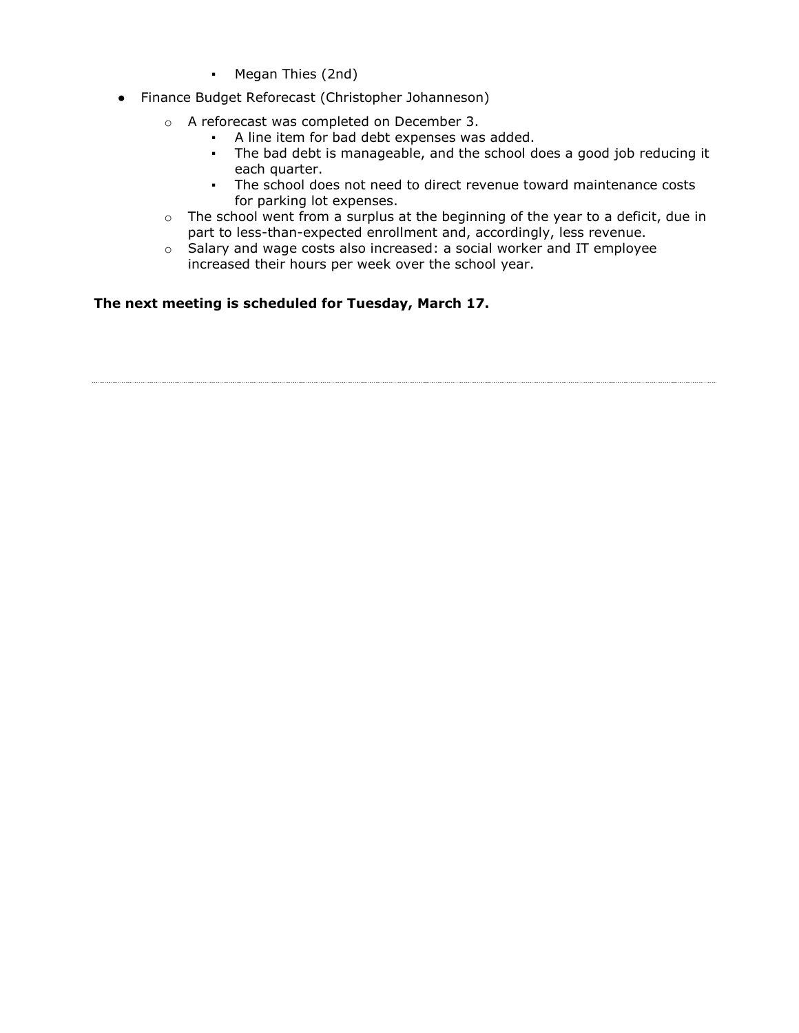- Megan Thies (2nd)
- Finance Budget Reforecast (Christopher Johanneson)
    - A reforecast was completed on December 3.
        - A line item for bad debt expenses was added.
        - The bad debt is manageable, and the school does a good job reducing it each quarter.
        - The school does not need to direct revenue toward maintenance costs for parking lot expenses.
    - The school went from a surplus at the beginning of the year to a deficit, due in part to less-than-expected enrollment and, accordingly, less revenue.
    - Salary and wage costs also increased: a social worker and IT employee increased their hours per week over the school year.

**The next meeting is scheduled for Tuesday, March 17.**